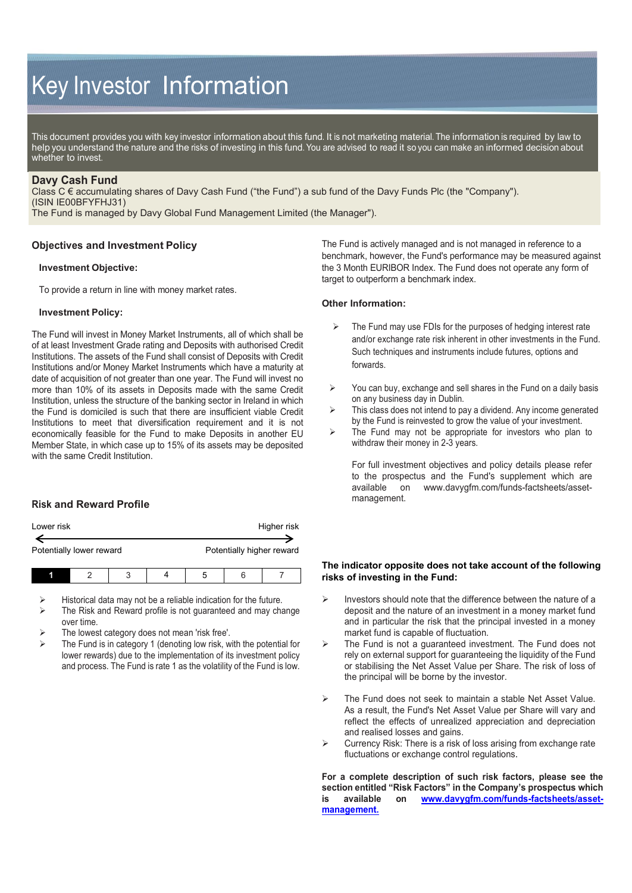# Key Investor Information

This document provides you with key investor information about this fund. It is not marketing material. The information is required by law to help you understand the nature and the risks of investing in this fund. You are advised to read it so you can make an informed decision about whether to invest.

**Davy Cash Fund**

Class C € accumulating shares of Davy Cash Fund ("the Fund") a sub fund of the Davy Funds Plc (the "Company"). (ISIN IE00BFYFHJ31)

The Fund is managed by Davy Global Fund Management Limited (the Manager").

## Objectives and Investment Policy

### Investment Objective:

To provide a return in line with money market rates.

### Investment Policy:

The Fund will invest in Money Market Instruments, all of which shall be of at least Investment Grade rating and Deposits with authorised Credit Institutions. The assets of the Fund shall consist of Deposits with Credit Institutions and/or Money Market Instruments which have a maturity at date of acquisition of not greater than one year. The Fund will invest no more than 10% of its assets in Deposits made with the same Credit Institution, unless the structure of the banking sector in Ireland in which the Fund is domiciled is such that there are insufficient viable Credit Institutions to meet that diversification requirement and it is not economically feasible for the Fund to make Deposits in another EU Member State, in which case up to 15% of its assets may be deposited with the same Credit Institution.

The Fund is actively managed and is not managed in reference to a benchmark, however, the Fund's performance may be measured against the 3 Month EURIBOR Index. The Fund does not operate any form of target to outperform a benchmark index.

### Other Information:

- The Fund may use FDIs for the purposes of hedging interest rate and/or exchange rate risk inherent in other investments in the Fund. Such techniques and instruments include futures, options and forwards.
- You can buy, exchange and sell shares in the Fund on a daily basis on any business day in Dublin.
- This class does not intend to pay a dividend. Any income generated by the Fund is reinvested to grow the value of your investment.
- The Fund may not be appropriate for investors who plan to withdraw their money in 2-3 years.

For full investment objectives and policy details please refer to the prospectus and the Fund's supplement which are available on www.davygfm.com/funds-factsheets/asset-management.

## Risk and Reward Profile

| Lower risk | | | | | | Higher risk |
|---|---|---|---|---|---|---|
| Potentially lower reward | | | | | | Potentially higher reward |
| **1** | 2 | 3 | 4 | 5 | 6 | 7 |

- Historical data may not be a reliable indication for the future.
- The Risk and Reward profile is not guaranteed and may change over time.
- The lowest category does not mean 'risk free'.
- The Fund is in category 1 (denoting low risk, with the potential for lower rewards) due to the implementation of its investment policy and process. The Fund is rate 1 as the volatility of the Fund is low.

**The indicator opposite does not take account of the following risks of investing in the Fund:**

- Investors should note that the difference between the nature of a deposit and the nature of an investment in a money market fund and in particular the risk that the principal invested in a money market fund is capable of fluctuation.
- The Fund is not a guaranteed investment. The Fund does not rely on external support for guaranteeing the liquidity of the Fund or stabilising the Net Asset Value per Share. The risk of loss of the principal will be borne by the investor.
- The Fund does not seek to maintain a stable Net Asset Value. As a result, the Fund's Net Asset Value per Share will vary and reflect the effects of unrealized appreciation and depreciation and realised losses and gains.
- Currency Risk: There is a risk of loss arising from exchange rate fluctuations or exchange control regulations.

**For a complete description of such risk factors, please see the section entitled "Risk Factors" in the Company's prospectus which is available on [www.davygfm.com/funds-factsheets/asset-management.](www.davygfm.com/funds-factsheets/asset-management)**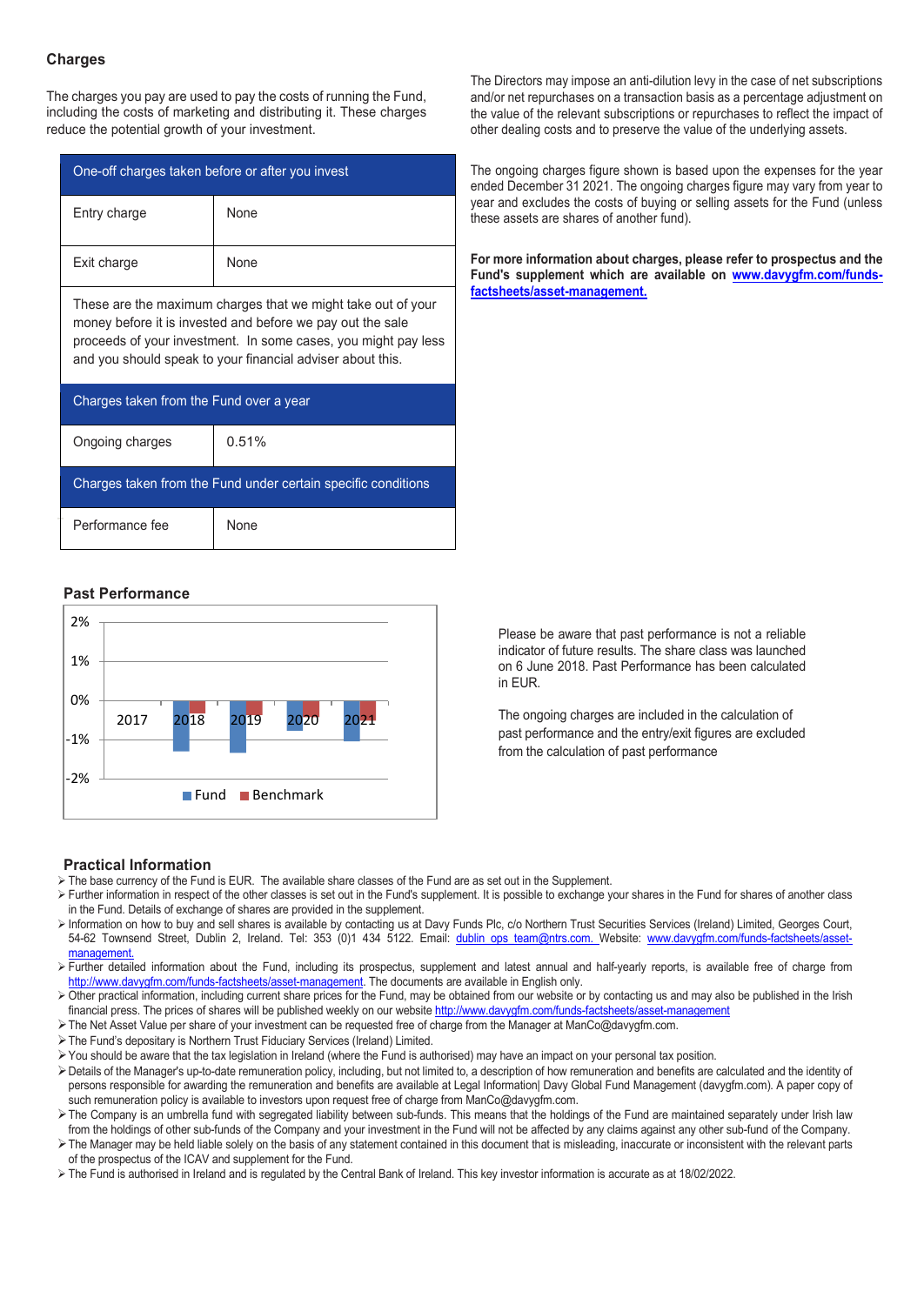## Charges

The charges you pay are used to pay the costs of running the Fund, including the costs of marketing and distributing it. These charges reduce the potential growth of your investment.

| One-off charges taken before or after you invest | |
|---|---|
| Entry charge | None |
| Exit charge | None |
| These are the maximum charges that we might take out of your money before it is invested and before we pay out the sale proceeds of your investment. In some cases, you might pay less and you should speak to your financial adviser about this. | |
| **Charges taken from the Fund over a year** | |
| Ongoing charges | 0.51% |
| **Charges taken from the Fund under certain specific conditions** | |
| Performance fee | None |

The Directors may impose an anti-dilution levy in the case of net subscriptions and/or net repurchases on a transaction basis as a percentage adjustment on the value of the relevant subscriptions or repurchases to reflect the impact of other dealing costs and to preserve the value of the underlying assets.

The ongoing charges figure shown is based upon the expenses for the year ended December 31 2021. The ongoing charges figure may vary from year to year and excludes the costs of buying or selling assets for the Fund (unless these assets are shares of another fund).

**For more information about charges, please refer to prospectus and the Fund's supplement which are available on [www.davygfm.com/funds-factsheets/asset-management.](www.davygfm.com/funds-factsheets/asset-management)**

## Past Performance

2%
1%
0%
-1%
-2%
2017 2018 2019 2020 2021
Fund Benchmark

Please be aware that past performance is not a reliable indicator of future results. The share class was launched on 6 June 2018. Past Performance has been calculated in EUR.

The ongoing charges are included in the calculation of past performance and the entry/exit figures are excluded from the calculation of past performance

## Practical Information

- The base currency of the Fund is EUR. The available share classes of the Fund are as set out in the Supplement.
- Further information in respect of the other classes is set out in the Fund's supplement. It is possible to exchange your shares in the Fund for shares of another class in the Fund. Details of exchange of shares are provided in the supplement.
- Information on how to buy and sell shares is available by contacting us at Davy Funds Plc, c/o Northern Trust Securities Services (Ireland) Limited, Georges Court, 54-62 Townsend Street, Dublin 2, Ireland. Tel: 353 (0)1 434 5122. Email: dublin_ops_team@ntrs.com. Website: www.davygfm.com/funds-factsheets/asset-management.
- Further detailed information about the Fund, including its prospectus, supplement and latest annual and half-yearly reports, is available free of charge from http://www.davygfm.com/funds-factsheets/asset-management. The documents are available in English only.
- Other practical information, including current share prices for the Fund, may be obtained from our website or by contacting us and may also be published in the Irish financial press. The prices of shares will be published weekly on our website http://www.davygfm.com/funds-factsheets/asset-management
- The Net Asset Value per share of your investment can be requested free of charge from the Manager at ManCo@davygfm.com.
- The Fund's depositary is Northern Trust Fiduciary Services (Ireland) Limited.
- You should be aware that the tax legislation in Ireland (where the Fund is authorised) may have an impact on your personal tax position.
- Details of the Manager's up-to-date remuneration policy, including, but not limited to, a description of how remuneration and benefits are calculated and the identity of persons responsible for awarding the remuneration and benefits are available at Legal Information| Davy Global Fund Management (davygfm.com). A paper copy of such remuneration policy is available to investors upon request free of charge from ManCo@davygfm.com.
- The Company is an umbrella fund with segregated liability between sub-funds. This means that the holdings of the Fund are maintained separately under Irish law from the holdings of other sub-funds of the Company and your investment in the Fund will not be affected by any claims against any other sub-fund of the Company.
- The Manager may be held liable solely on the basis of any statement contained in this document that is misleading, inaccurate or inconsistent with the relevant parts of the prospectus of the ICAV and supplement for the Fund.
- The Fund is authorised in Ireland and is regulated by the Central Bank of Ireland. This key investor information is accurate as at 18/02/2022.